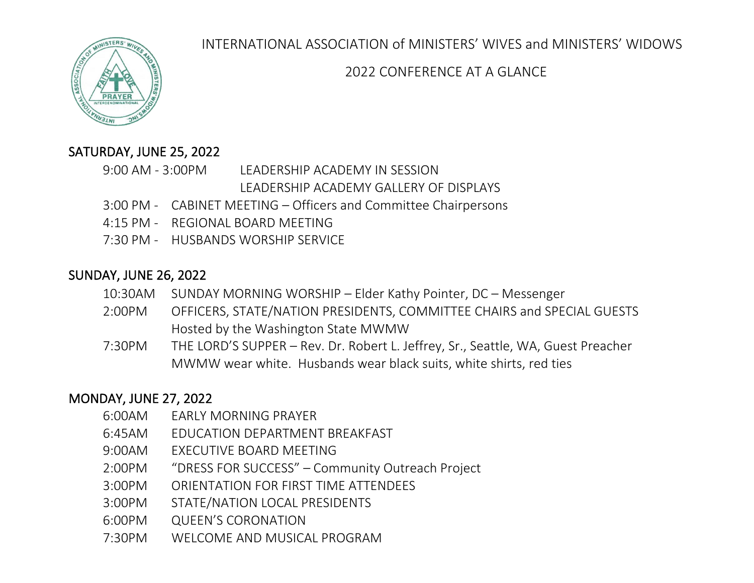# INTERNATIONAL ASSOCIATION of MINISTERS' WIVES and MINISTERS' WIDOWS

## 2022 CONFERENCE AT A GLANCE

### SATURDAY, JUNE 25, 2022

9:00 AM - 3:00PM LEADERSHIP ACADEMY IN SESSION
LEADERSHIP ACADEMY GALLERY OF DISPLAYS

3:00 PM - CABINET MEETING – Officers and Committee Chairpersons

4:15 PM - REGIONAL BOARD MEETING

7:30 PM - HUSBANDS WORSHIP SERVICE

### SUNDAY, JUNE 26, 2022

10:30AM SUNDAY MORNING WORSHIP – Elder Kathy Pointer, DC – Messenger

2:00PM OFFICERS, STATE/NATION PRESIDENTS, COMMITTEE CHAIRS and SPECIAL GUESTS
Hosted by the Washington State MWMW

7:30PM THE LORD'S SUPPER – Rev. Dr. Robert L. Jeffrey, Sr., Seattle, WA, Guest Preacher
MWMW wear white. Husbands wear black suits, white shirts, red ties

### MONDAY, JUNE 27, 2022

6:00AM EARLY MORNING PRAYER

6:45AM EDUCATION DEPARTMENT BREAKFAST

9:00AM EXECUTIVE BOARD MEETING

2:00PM "DRESS FOR SUCCESS" – Community Outreach Project

3:00PM ORIENTATION FOR FIRST TIME ATTENDEES

3:00PM STATE/NATION LOCAL PRESIDENTS

6:00PM QUEEN'S CORONATION

7:30PM WELCOME AND MUSICAL PROGRAM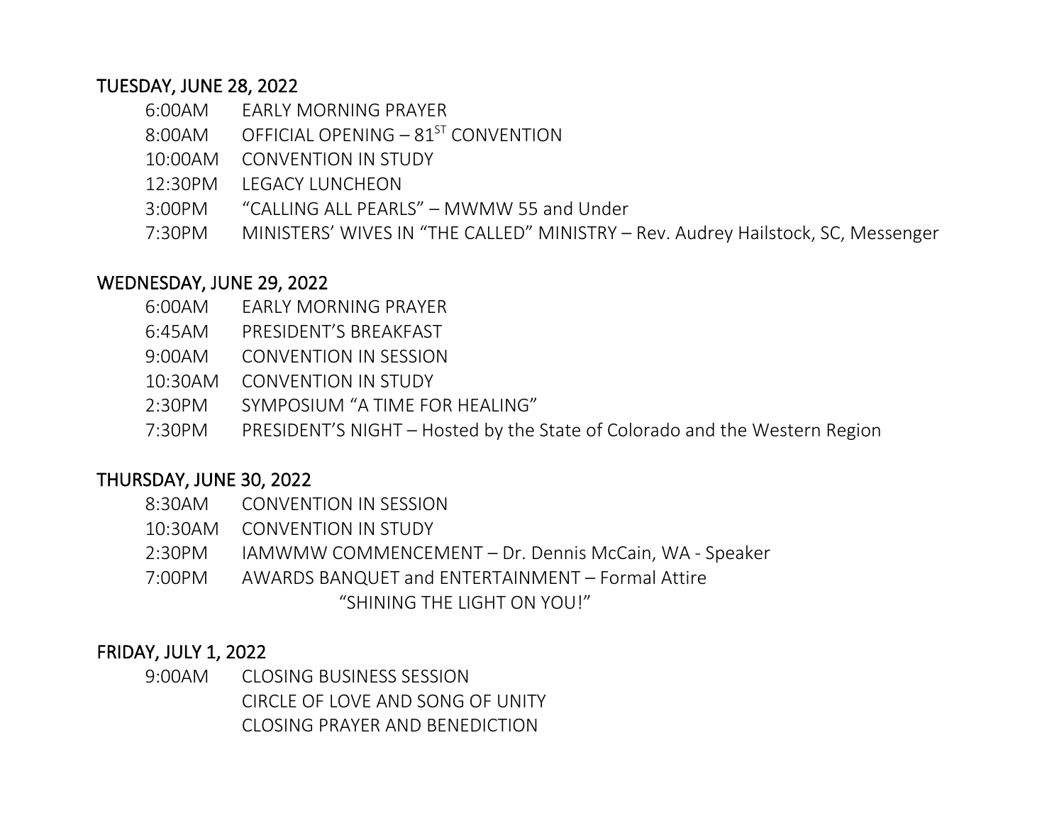## TUESDAY, JUNE 28, 2022

6:00AM EARLY MORNING PRAYER
8:00AM OFFICIAL OPENING – 81$^{ST}$ CONVENTION
10:00AM CONVENTION IN STUDY
12:30PM LEGACY LUNCHEON
3:00PM "CALLING ALL PEARLS" – MWMW 55 and Under
7:30PM MINISTERS' WIVES IN "THE CALLED" MINISTRY – Rev. Audrey Hailstock, SC, Messenger

## WEDNESDAY, JUNE 29, 2022

6:00AM EARLY MORNING PRAYER
6:45AM PRESIDENT'S BREAKFAST
9:00AM CONVENTION IN SESSION
10:30AM CONVENTION IN STUDY
2:30PM SYMPOSIUM "A TIME FOR HEALING"
7:30PM PRESIDENT'S NIGHT – Hosted by the State of Colorado and the Western Region

## THURSDAY, JUNE 30, 2022

8:30AM CONVENTION IN SESSION
10:30AM CONVENTION IN STUDY
2:30PM IAMWMW COMMENCEMENT – Dr. Dennis McCain, WA - Speaker
7:00PM AWARDS BANQUET and ENTERTAINMENT – Formal Attire
"SHINING THE LIGHT ON YOU!"

## FRIDAY, JULY 1, 2022

9:00AM CLOSING BUSINESS SESSION
CIRCLE OF LOVE AND SONG OF UNITY
CLOSING PRAYER AND BENEDICTION